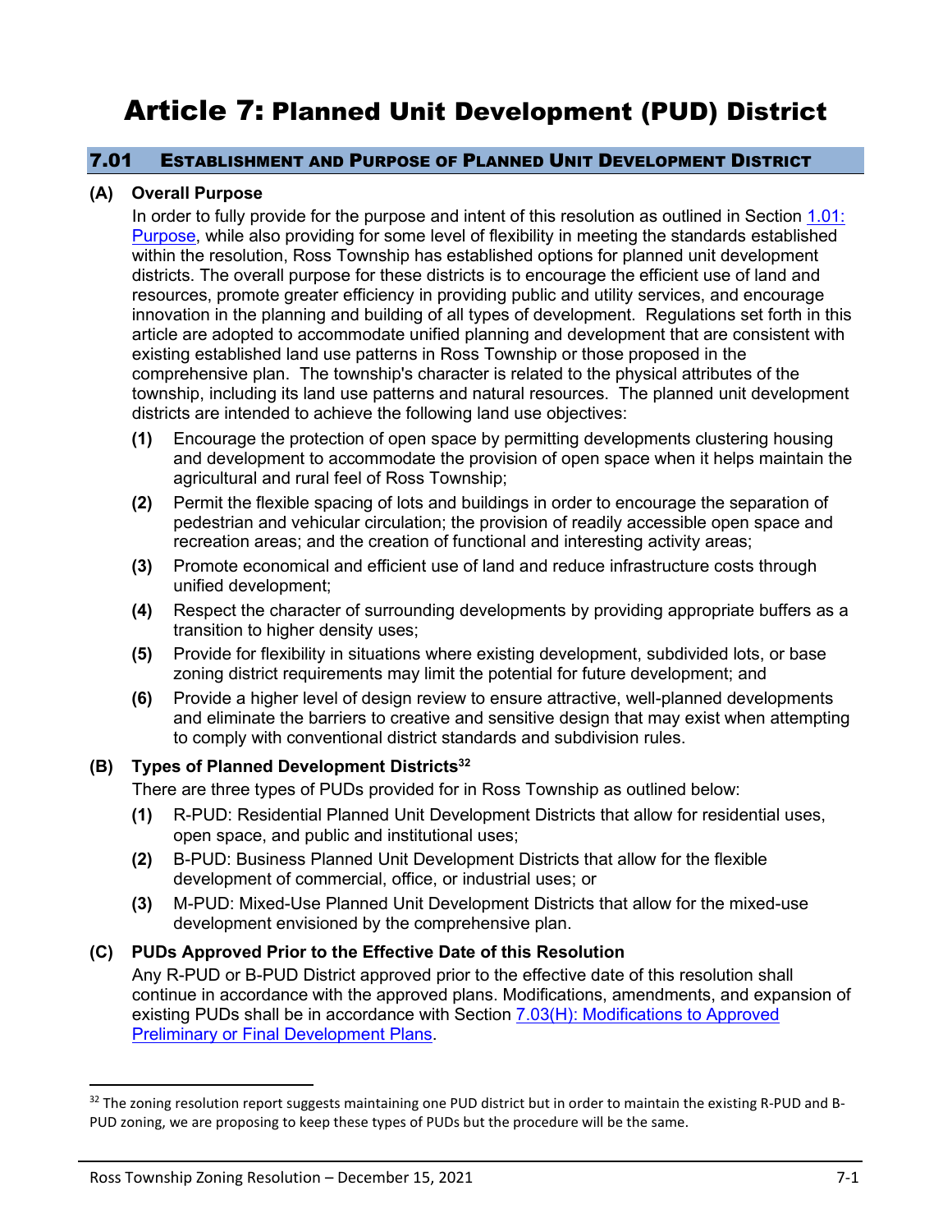# Article 7: Planned Unit Development (PUD) District

## 7.01 Establishment and Purpose of Planned Unit Development District

**(A) Overall Purpose**

In order to fully provide for the purpose and intent of this resolution as outlined in Section 1.01: Purpose, while also providing for some level of flexibility in meeting the standards established within the resolution, Ross Township has established options for planned unit development districts. The overall purpose for these districts is to encourage the efficient use of land and resources, promote greater efficiency in providing public and utility services, and encourage innovation in the planning and building of all types of development. Regulations set forth in this article are adopted to accommodate unified planning and development that are consistent with existing established land use patterns in Ross Township or those proposed in the comprehensive plan. The township's character is related to the physical attributes of the township, including its land use patterns and natural resources. The planned unit development districts are intended to achieve the following land use objectives:

**(1)** Encourage the protection of open space by permitting developments clustering housing and development to accommodate the provision of open space when it helps maintain the agricultural and rural feel of Ross Township;

**(2)** Permit the flexible spacing of lots and buildings in order to encourage the separation of pedestrian and vehicular circulation; the provision of readily accessible open space and recreation areas; and the creation of functional and interesting activity areas;

**(3)** Promote economical and efficient use of land and reduce infrastructure costs through unified development;

**(4)** Respect the character of surrounding developments by providing appropriate buffers as a transition to higher density uses;

**(5)** Provide for flexibility in situations where existing development, subdivided lots, or base zoning district requirements may limit the potential for future development; and

**(6)** Provide a higher level of design review to ensure attractive, well-planned developments and eliminate the barriers to creative and sensitive design that may exist when attempting to comply with conventional district standards and subdivision rules.

**(B) Types of Planned Development Districts**[32]

There are three types of PUDs provided for in Ross Township as outlined below:

**(1)** R-PUD: Residential Planned Unit Development Districts that allow for residential uses, open space, and public and institutional uses;

**(2)** B-PUD: Business Planned Unit Development Districts that allow for the flexible development of commercial, office, or industrial uses; or

**(3)** M-PUD: Mixed-Use Planned Unit Development Districts that allow for the mixed-use development envisioned by the comprehensive plan.

**(C) PUDs Approved Prior to the Effective Date of this Resolution**

Any R-PUD or B-PUD District approved prior to the effective date of this resolution shall continue in accordance with the approved plans. Modifications, amendments, and expansion of existing PUDs shall be in accordance with Section 7.03(H): Modifications to Approved Preliminary or Final Development Plans.

---

[32] The zoning resolution report suggests maintaining one PUD district but in order to maintain the existing R-PUD and B-PUD zoning, we are proposing to keep these types of PUDs but the procedure will be the same.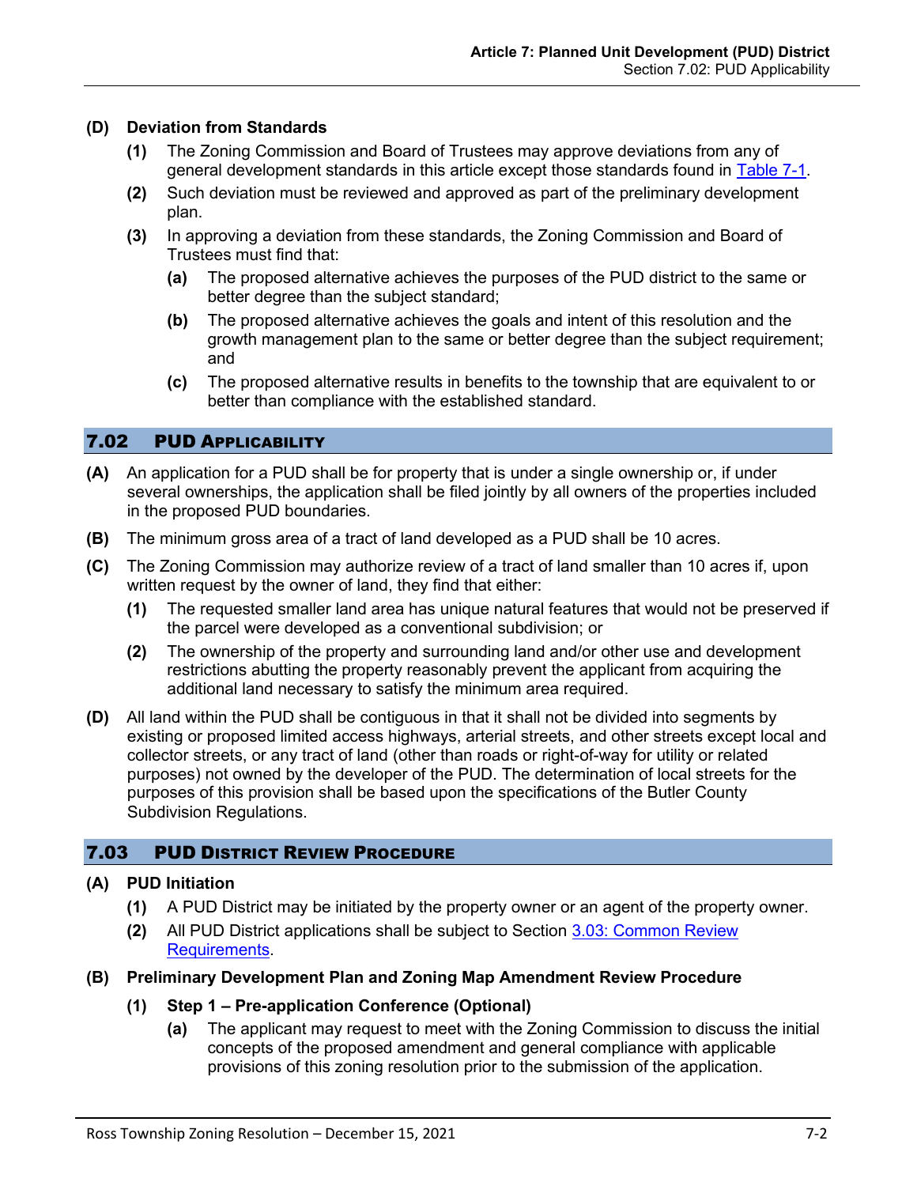**(D) Deviation from Standards**

**(1)** The Zoning Commission and Board of Trustees may approve deviations from any of general development standards in this article except those standards found in Table 7-1.

**(2)** Such deviation must be reviewed and approved as part of the preliminary development plan.

**(3)** In approving a deviation from these standards, the Zoning Commission and Board of Trustees must find that:

**(a)** The proposed alternative achieves the purposes of the PUD district to the same or better degree than the subject standard;

**(b)** The proposed alternative achieves the goals and intent of this resolution and the growth management plan to the same or better degree than the subject requirement; and

**(c)** The proposed alternative results in benefits to the township that are equivalent to or better than compliance with the established standard.

## 7.02 PUD Applicability

**(A)** An application for a PUD shall be for property that is under a single ownership or, if under several ownerships, the application shall be filed jointly by all owners of the properties included in the proposed PUD boundaries.

**(B)** The minimum gross area of a tract of land developed as a PUD shall be 10 acres.

**(C)** The Zoning Commission may authorize review of a tract of land smaller than 10 acres if, upon written request by the owner of land, they find that either:

**(1)** The requested smaller land area has unique natural features that would not be preserved if the parcel were developed as a conventional subdivision; or

**(2)** The ownership of the property and surrounding land and/or other use and development restrictions abutting the property reasonably prevent the applicant from acquiring the additional land necessary to satisfy the minimum area required.

**(D)** All land within the PUD shall be contiguous in that it shall not be divided into segments by existing or proposed limited access highways, arterial streets, and other streets except local and collector streets, or any tract of land (other than roads or right-of-way for utility or related purposes) not owned by the developer of the PUD. The determination of local streets for the purposes of this provision shall be based upon the specifications of the Butler County Subdivision Regulations.

## 7.03 PUD District Review Procedure

**(A) PUD Initiation**

**(1)** A PUD District may be initiated by the property owner or an agent of the property owner.

**(2)** All PUD District applications shall be subject to Section 3.03: Common Review Requirements.

**(B) Preliminary Development Plan and Zoning Map Amendment Review Procedure**

**(1) Step 1 – Pre-application Conference (Optional)**

**(a)** The applicant may request to meet with the Zoning Commission to discuss the initial concepts of the proposed amendment and general compliance with applicable provisions of this zoning resolution prior to the submission of the application.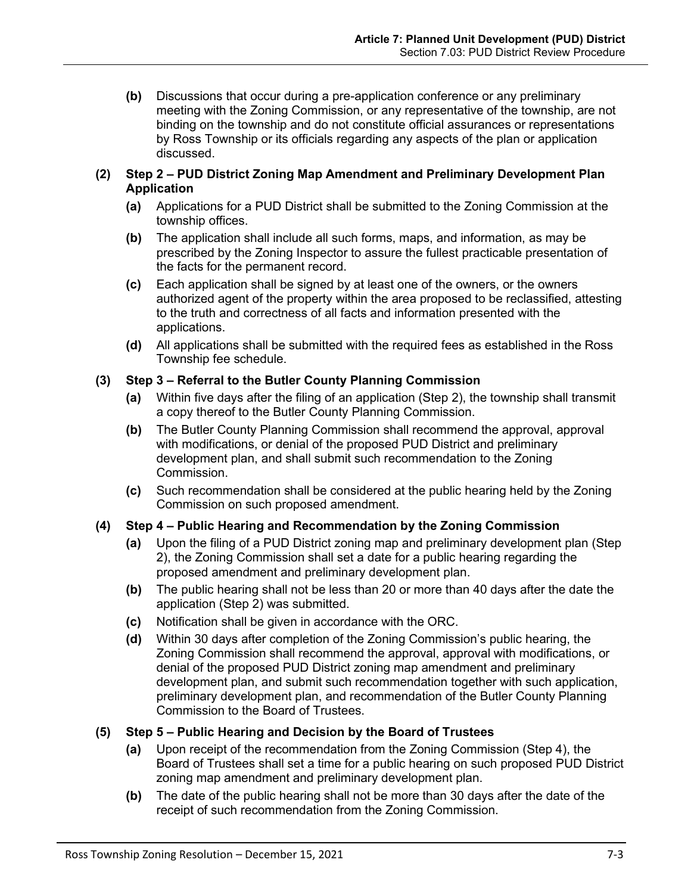**(b)** Discussions that occur during a pre-application conference or any preliminary meeting with the Zoning Commission, or any representative of the township, are not binding on the township and do not constitute official assurances or representations by Ross Township or its officials regarding any aspects of the plan or application discussed.

**(2) Step 2 – PUD District Zoning Map Amendment and Preliminary Development Plan Application**

**(a)** Applications for a PUD District shall be submitted to the Zoning Commission at the township offices.

**(b)** The application shall include all such forms, maps, and information, as may be prescribed by the Zoning Inspector to assure the fullest practicable presentation of the facts for the permanent record.

**(c)** Each application shall be signed by at least one of the owners, or the owners authorized agent of the property within the area proposed to be reclassified, attesting to the truth and correctness of all facts and information presented with the applications.

**(d)** All applications shall be submitted with the required fees as established in the Ross Township fee schedule.

**(3) Step 3 – Referral to the Butler County Planning Commission**

**(a)** Within five days after the filing of an application (Step 2), the township shall transmit a copy thereof to the Butler County Planning Commission.

**(b)** The Butler County Planning Commission shall recommend the approval, approval with modifications, or denial of the proposed PUD District and preliminary development plan, and shall submit such recommendation to the Zoning Commission.

**(c)** Such recommendation shall be considered at the public hearing held by the Zoning Commission on such proposed amendment.

**(4) Step 4 – Public Hearing and Recommendation by the Zoning Commission**

**(a)** Upon the filing of a PUD District zoning map and preliminary development plan (Step 2), the Zoning Commission shall set a date for a public hearing regarding the proposed amendment and preliminary development plan.

**(b)** The public hearing shall not be less than 20 or more than 40 days after the date the application (Step 2) was submitted.

**(c)** Notification shall be given in accordance with the ORC.

**(d)** Within 30 days after completion of the Zoning Commission's public hearing, the Zoning Commission shall recommend the approval, approval with modifications, or denial of the proposed PUD District zoning map amendment and preliminary development plan, and submit such recommendation together with such application, preliminary development plan, and recommendation of the Butler County Planning Commission to the Board of Trustees.

**(5) Step 5 – Public Hearing and Decision by the Board of Trustees**

**(a)** Upon receipt of the recommendation from the Zoning Commission (Step 4), the Board of Trustees shall set a time for a public hearing on such proposed PUD District zoning map amendment and preliminary development plan.

**(b)** The date of the public hearing shall not be more than 30 days after the date of the receipt of such recommendation from the Zoning Commission.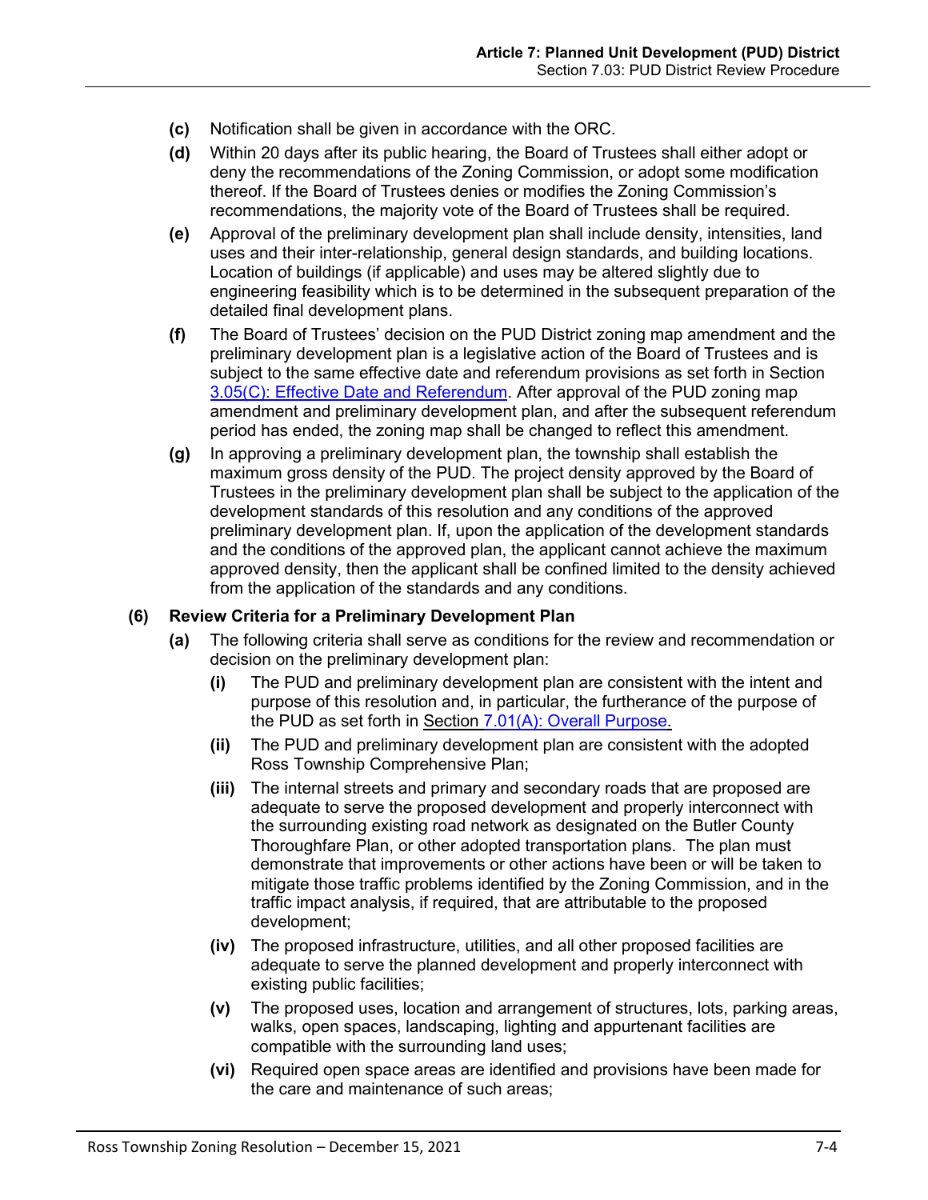**(c)** Notification shall be given in accordance with the ORC.

**(d)** Within 20 days after its public hearing, the Board of Trustees shall either adopt or deny the recommendations of the Zoning Commission, or adopt some modification thereof. If the Board of Trustees denies or modifies the Zoning Commission's recommendations, the majority vote of the Board of Trustees shall be required.

**(e)** Approval of the preliminary development plan shall include density, intensities, land uses and their inter-relationship, general design standards, and building locations. Location of buildings (if applicable) and uses may be altered slightly due to engineering feasibility which is to be determined in the subsequent preparation of the detailed final development plans.

**(f)** The Board of Trustees' decision on the PUD District zoning map amendment and the preliminary development plan is a legislative action of the Board of Trustees and is subject to the same effective date and referendum provisions as set forth in Section 3.05(C): Effective Date and Referendum. After approval of the PUD zoning map amendment and preliminary development plan, and after the subsequent referendum period has ended, the zoning map shall be changed to reflect this amendment.

**(g)** In approving a preliminary development plan, the township shall establish the maximum gross density of the PUD. The project density approved by the Board of Trustees in the preliminary development plan shall be subject to the application of the development standards of this resolution and any conditions of the approved preliminary development plan. If, upon the application of the development standards and the conditions of the approved plan, the applicant cannot achieve the maximum approved density, then the applicant shall be confined limited to the density achieved from the application of the standards and any conditions.

### (6) Review Criteria for a Preliminary Development Plan

**(a)** The following criteria shall serve as conditions for the review and recommendation or decision on the preliminary development plan:

- **(i)** The PUD and preliminary development plan are consistent with the intent and purpose of this resolution and, in particular, the furtherance of the purpose of the PUD as set forth in Section 7.01(A): Overall Purpose.
- **(ii)** The PUD and preliminary development plan are consistent with the adopted Ross Township Comprehensive Plan;
- **(iii)** The internal streets and primary and secondary roads that are proposed are adequate to serve the proposed development and properly interconnect with the surrounding existing road network as designated on the Butler County Thoroughfare Plan, or other adopted transportation plans. The plan must demonstrate that improvements or other actions have been or will be taken to mitigate those traffic problems identified by the Zoning Commission, and in the traffic impact analysis, if required, that are attributable to the proposed development;
- **(iv)** The proposed infrastructure, utilities, and all other proposed facilities are adequate to serve the planned development and properly interconnect with existing public facilities;
- **(v)** The proposed uses, location and arrangement of structures, lots, parking areas, walks, open spaces, landscaping, lighting and appurtenant facilities are compatible with the surrounding land uses;
- **(vi)** Required open space areas are identified and provisions have been made for the care and maintenance of such areas;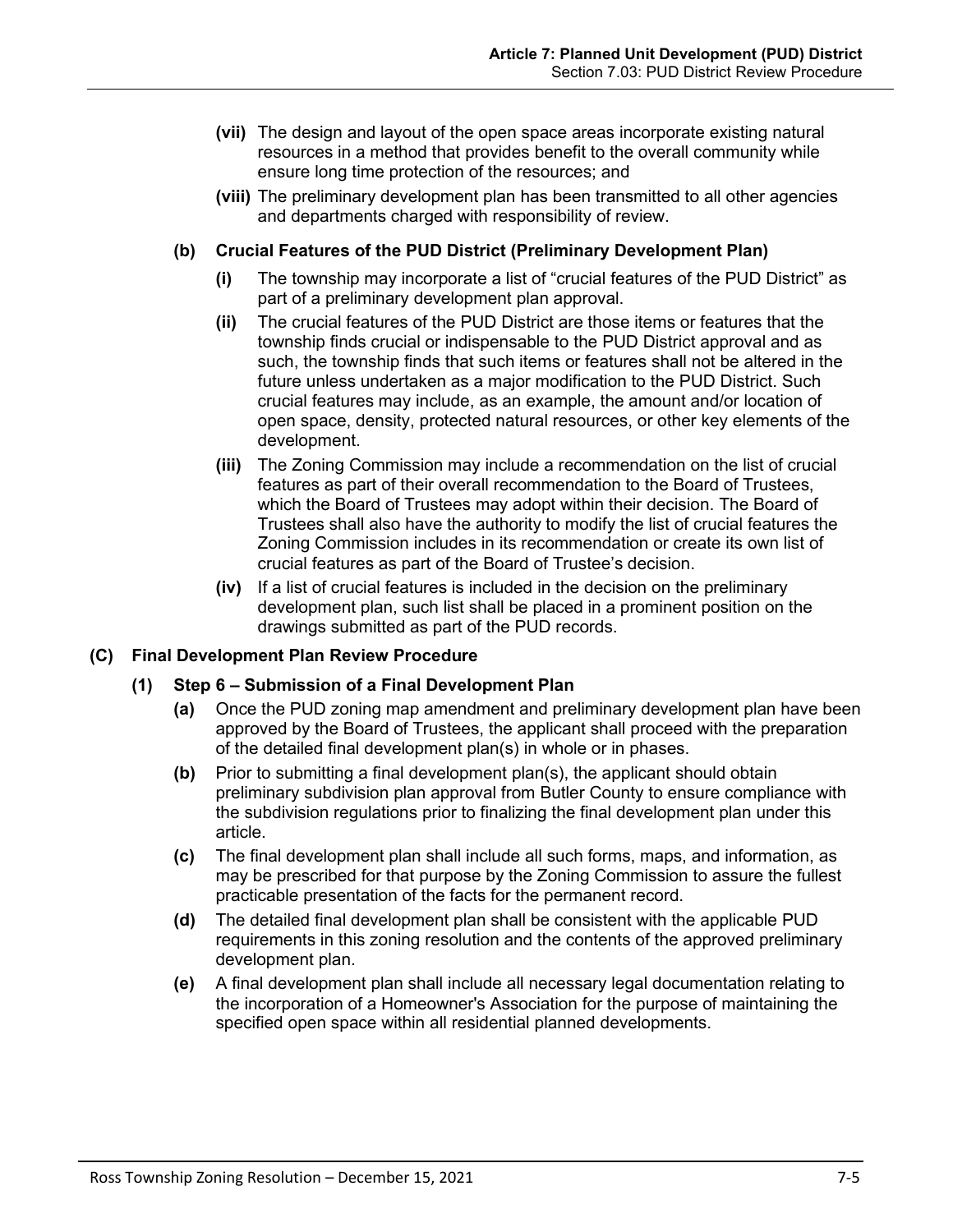**(vii)** The design and layout of the open space areas incorporate existing natural resources in a method that provides benefit to the overall community while ensure long time protection of the resources; and

**(viii)** The preliminary development plan has been transmitted to all other agencies and departments charged with responsibility of review.

**(b) Crucial Features of the PUD District (Preliminary Development Plan)**

**(i)** The township may incorporate a list of "crucial features of the PUD District" as part of a preliminary development plan approval.

**(ii)** The crucial features of the PUD District are those items or features that the township finds crucial or indispensable to the PUD District approval and as such, the township finds that such items or features shall not be altered in the future unless undertaken as a major modification to the PUD District. Such crucial features may include, as an example, the amount and/or location of open space, density, protected natural resources, or other key elements of the development.

**(iii)** The Zoning Commission may include a recommendation on the list of crucial features as part of their overall recommendation to the Board of Trustees, which the Board of Trustees may adopt within their decision. The Board of Trustees shall also have the authority to modify the list of crucial features the Zoning Commission includes in its recommendation or create its own list of crucial features as part of the Board of Trustee's decision.

**(iv)** If a list of crucial features is included in the decision on the preliminary development plan, such list shall be placed in a prominent position on the drawings submitted as part of the PUD records.

**(C) Final Development Plan Review Procedure**

**(1) Step 6 – Submission of a Final Development Plan**

**(a)** Once the PUD zoning map amendment and preliminary development plan have been approved by the Board of Trustees, the applicant shall proceed with the preparation of the detailed final development plan(s) in whole or in phases.

**(b)** Prior to submitting a final development plan(s), the applicant should obtain preliminary subdivision plan approval from Butler County to ensure compliance with the subdivision regulations prior to finalizing the final development plan under this article.

**(c)** The final development plan shall include all such forms, maps, and information, as may be prescribed for that purpose by the Zoning Commission to assure the fullest practicable presentation of the facts for the permanent record.

**(d)** The detailed final development plan shall be consistent with the applicable PUD requirements in this zoning resolution and the contents of the approved preliminary development plan.

**(e)** A final development plan shall include all necessary legal documentation relating to the incorporation of a Homeowner's Association for the purpose of maintaining the specified open space within all residential planned developments.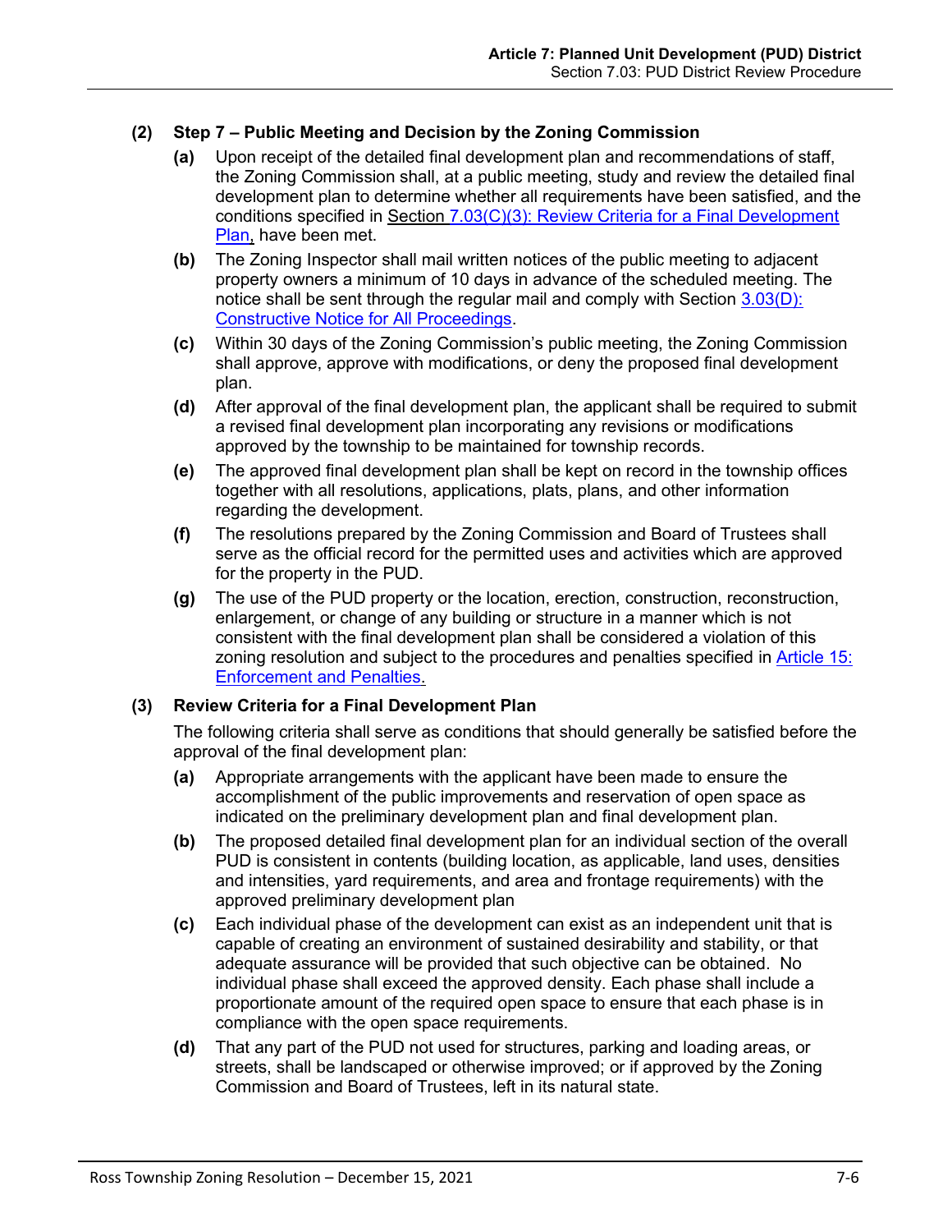**(2) Step 7 – Public Meeting and Decision by the Zoning Commission**

**(a)** Upon receipt of the detailed final development plan and recommendations of staff, the Zoning Commission shall, at a public meeting, study and review the detailed final development plan to determine whether all requirements have been satisfied, and the conditions specified in Section 7.03(C)(3): Review Criteria for a Final Development Plan, have been met.

**(b)** The Zoning Inspector shall mail written notices of the public meeting to adjacent property owners a minimum of 10 days in advance of the scheduled meeting. The notice shall be sent through the regular mail and comply with Section 3.03(D): Constructive Notice for All Proceedings.

**(c)** Within 30 days of the Zoning Commission's public meeting, the Zoning Commission shall approve, approve with modifications, or deny the proposed final development plan.

**(d)** After approval of the final development plan, the applicant shall be required to submit a revised final development plan incorporating any revisions or modifications approved by the township to be maintained for township records.

**(e)** The approved final development plan shall be kept on record in the township offices together with all resolutions, applications, plats, plans, and other information regarding the development.

**(f)** The resolutions prepared by the Zoning Commission and Board of Trustees shall serve as the official record for the permitted uses and activities which are approved for the property in the PUD.

**(g)** The use of the PUD property or the location, erection, construction, reconstruction, enlargement, or change of any building or structure in a manner which is not consistent with the final development plan shall be considered a violation of this zoning resolution and subject to the procedures and penalties specified in Article 15: Enforcement and Penalties.

**(3) Review Criteria for a Final Development Plan**

The following criteria shall serve as conditions that should generally be satisfied before the approval of the final development plan:

**(a)** Appropriate arrangements with the applicant have been made to ensure the accomplishment of the public improvements and reservation of open space as indicated on the preliminary development plan and final development plan.

**(b)** The proposed detailed final development plan for an individual section of the overall PUD is consistent in contents (building location, as applicable, land uses, densities and intensities, yard requirements, and area and frontage requirements) with the approved preliminary development plan

**(c)** Each individual phase of the development can exist as an independent unit that is capable of creating an environment of sustained desirability and stability, or that adequate assurance will be provided that such objective can be obtained. No individual phase shall exceed the approved density. Each phase shall include a proportionate amount of the required open space to ensure that each phase is in compliance with the open space requirements.

**(d)** That any part of the PUD not used for structures, parking and loading areas, or streets, shall be landscaped or otherwise improved; or if approved by the Zoning Commission and Board of Trustees, left in its natural state.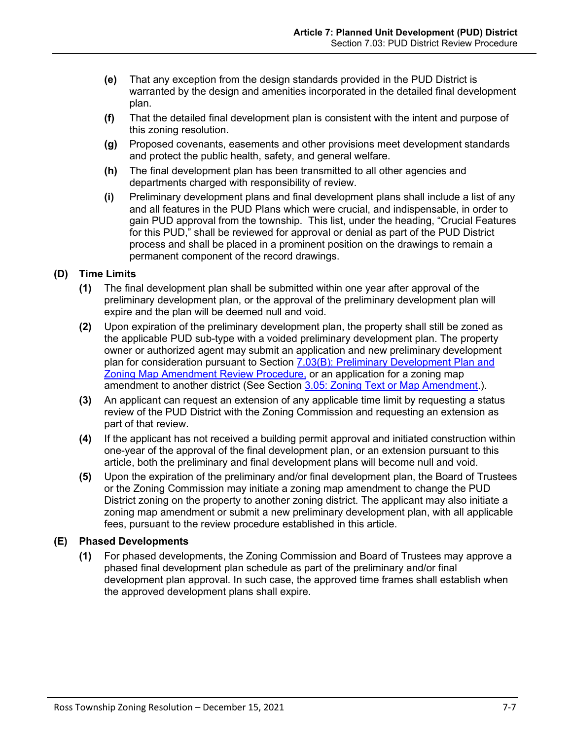(e) That any exception from the design standards provided in the PUD District is warranted by the design and amenities incorporated in the detailed final development plan.

(f) That the detailed final development plan is consistent with the intent and purpose of this zoning resolution.

(g) Proposed covenants, easements and other provisions meet development standards and protect the public health, safety, and general welfare.

(h) The final development plan has been transmitted to all other agencies and departments charged with responsibility of review.

(i) Preliminary development plans and final development plans shall include a list of any and all features in the PUD Plans which were crucial, and indispensable, in order to gain PUD approval from the township. This list, under the heading, "Crucial Features for this PUD," shall be reviewed for approval or denial as part of the PUD District process and shall be placed in a prominent position on the drawings to remain a permanent component of the record drawings.

### (D) Time Limits

(1) The final development plan shall be submitted within one year after approval of the preliminary development plan, or the approval of the preliminary development plan will expire and the plan will be deemed null and void.

(2) Upon expiration of the preliminary development plan, the property shall still be zoned as the applicable PUD sub-type with a voided preliminary development plan. The property owner or authorized agent may submit an application and new preliminary development plan for consideration pursuant to Section 7.03(B): Preliminary Development Plan and Zoning Map Amendment Review Procedure, or an application for a zoning map amendment to another district (See Section 3.05: Zoning Text or Map Amendment.).

(3) An applicant can request an extension of any applicable time limit by requesting a status review of the PUD District with the Zoning Commission and requesting an extension as part of that review.

(4) If the applicant has not received a building permit approval and initiated construction within one-year of the approval of the final development plan, or an extension pursuant to this article, both the preliminary and final development plans will become null and void.

(5) Upon the expiration of the preliminary and/or final development plan, the Board of Trustees or the Zoning Commission may initiate a zoning map amendment to change the PUD District zoning on the property to another zoning district. The applicant may also initiate a zoning map amendment or submit a new preliminary development plan, with all applicable fees, pursuant to the review procedure established in this article.

### (E) Phased Developments

(1) For phased developments, the Zoning Commission and Board of Trustees may approve a phased final development plan schedule as part of the preliminary and/or final development plan approval. In such case, the approved time frames shall establish when the approved development plans shall expire.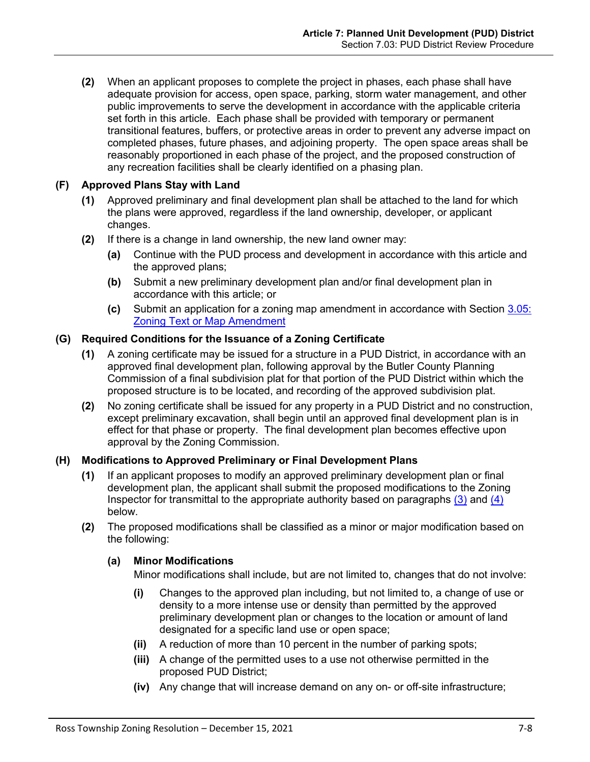**(2)** When an applicant proposes to complete the project in phases, each phase shall have adequate provision for access, open space, parking, storm water management, and other public improvements to serve the development in accordance with the applicable criteria set forth in this article. Each phase shall be provided with temporary or permanent transitional features, buffers, or protective areas in order to prevent any adverse impact on completed phases, future phases, and adjoining property. The open space areas shall be reasonably proportioned in each phase of the project, and the proposed construction of any recreation facilities shall be clearly identified on a phasing plan.

### (F) Approved Plans Stay with Land

**(1)** Approved preliminary and final development plan shall be attached to the land for which the plans were approved, regardless if the land ownership, developer, or applicant changes.

**(2)** If there is a change in land ownership, the new land owner may:

- **(a)** Continue with the PUD process and development in accordance with this article and the approved plans;
- **(b)** Submit a new preliminary development plan and/or final development plan in accordance with this article; or
- **(c)** Submit an application for a zoning map amendment in accordance with Section 3.05: Zoning Text or Map Amendment

### (G) Required Conditions for the Issuance of a Zoning Certificate

**(1)** A zoning certificate may be issued for a structure in a PUD District, in accordance with an approved final development plan, following approval by the Butler County Planning Commission of a final subdivision plat for that portion of the PUD District within which the proposed structure is to be located, and recording of the approved subdivision plat.

**(2)** No zoning certificate shall be issued for any property in a PUD District and no construction, except preliminary excavation, shall begin until an approved final development plan is in effect for that phase or property. The final development plan becomes effective upon approval by the Zoning Commission.

### (H) Modifications to Approved Preliminary or Final Development Plans

**(1)** If an applicant proposes to modify an approved preliminary development plan or final development plan, the applicant shall submit the proposed modifications to the Zoning Inspector for transmittal to the appropriate authority based on paragraphs (3) and (4) below.

**(2)** The proposed modifications shall be classified as a minor or major modification based on the following:

**(a) Minor Modifications**

Minor modifications shall include, but are not limited to, changes that do not involve:

- **(i)** Changes to the approved plan including, but not limited to, a change of use or density to a more intense use or density than permitted by the approved preliminary development plan or changes to the location or amount of land designated for a specific land use or open space;
- **(ii)** A reduction of more than 10 percent in the number of parking spots;
- **(iii)** A change of the permitted uses to a use not otherwise permitted in the proposed PUD District;
- **(iv)** Any change that will increase demand on any on- or off-site infrastructure;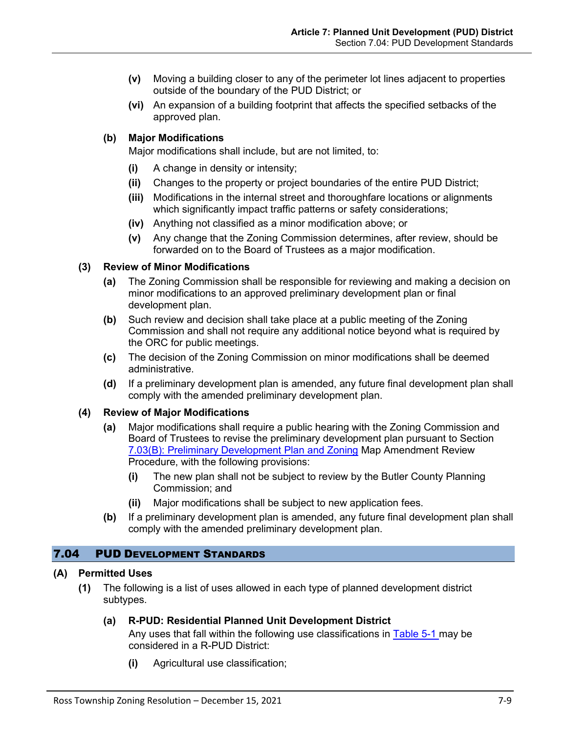**(v)** Moving a building closer to any of the perimeter lot lines adjacent to properties outside of the boundary of the PUD District; or

**(vi)** An expansion of a building footprint that affects the specified setbacks of the approved plan.

**(b) Major Modifications**

Major modifications shall include, but are not limited, to:

**(i)** A change in density or intensity;

**(ii)** Changes to the property or project boundaries of the entire PUD District;

**(iii)** Modifications in the internal street and thoroughfare locations or alignments which significantly impact traffic patterns or safety considerations;

**(iv)** Anything not classified as a minor modification above; or

**(v)** Any change that the Zoning Commission determines, after review, should be forwarded on to the Board of Trustees as a major modification.

**(3) Review of Minor Modifications**

**(a)** The Zoning Commission shall be responsible for reviewing and making a decision on minor modifications to an approved preliminary development plan or final development plan.

**(b)** Such review and decision shall take place at a public meeting of the Zoning Commission and shall not require any additional notice beyond what is required by the ORC for public meetings.

**(c)** The decision of the Zoning Commission on minor modifications shall be deemed administrative.

**(d)** If a preliminary development plan is amended, any future final development plan shall comply with the amended preliminary development plan.

**(4) Review of Major Modifications**

**(a)** Major modifications shall require a public hearing with the Zoning Commission and Board of Trustees to revise the preliminary development plan pursuant to Section 7.03(B): Preliminary Development Plan and Zoning Map Amendment Review Procedure, with the following provisions:

**(i)** The new plan shall not be subject to review by the Butler County Planning Commission; and

**(ii)** Major modifications shall be subject to new application fees.

**(b)** If a preliminary development plan is amended, any future final development plan shall comply with the amended preliminary development plan.

## 7.04 PUD Development Standards

**(A) Permitted Uses**

**(1)** The following is a list of uses allowed in each type of planned development district subtypes.

**(a) R-PUD: Residential Planned Unit Development District**

Any uses that fall within the following use classifications in Table 5-1 may be considered in a R-PUD District:

**(i)** Agricultural use classification;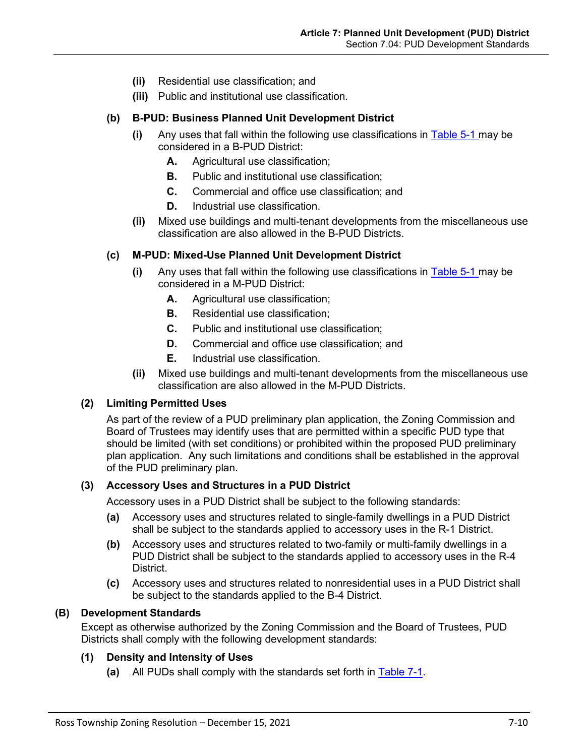- **(ii)** Residential use classification; and
- **(iii)** Public and institutional use classification.

**(b) B-PUD: Business Planned Unit Development District**

- **(i)** Any uses that fall within the following use classifications in Table 5-1 may be considered in a B-PUD District:
  - **A.** Agricultural use classification;
  - **B.** Public and institutional use classification;
  - **C.** Commercial and office use classification; and
  - **D.** Industrial use classification.
- **(ii)** Mixed use buildings and multi-tenant developments from the miscellaneous use classification are also allowed in the B-PUD Districts.

**(c) M-PUD: Mixed-Use Planned Unit Development District**

- **(i)** Any uses that fall within the following use classifications in Table 5-1 may be considered in a M-PUD District:
  - **A.** Agricultural use classification;
  - **B.** Residential use classification;
  - **C.** Public and institutional use classification;
  - **D.** Commercial and office use classification; and
  - **E.** Industrial use classification.
- **(ii)** Mixed use buildings and multi-tenant developments from the miscellaneous use classification are also allowed in the M-PUD Districts.

**(2) Limiting Permitted Uses**

As part of the review of a PUD preliminary plan application, the Zoning Commission and Board of Trustees may identify uses that are permitted within a specific PUD type that should be limited (with set conditions) or prohibited within the proposed PUD preliminary plan application. Any such limitations and conditions shall be established in the approval of the PUD preliminary plan.

**(3) Accessory Uses and Structures in a PUD District**

Accessory uses in a PUD District shall be subject to the following standards:

- **(a)** Accessory uses and structures related to single-family dwellings in a PUD District shall be subject to the standards applied to accessory uses in the R-1 District.
- **(b)** Accessory uses and structures related to two-family or multi-family dwellings in a PUD District shall be subject to the standards applied to accessory uses in the R-4 District.
- **(c)** Accessory uses and structures related to nonresidential uses in a PUD District shall be subject to the standards applied to the B-4 District.

**(B) Development Standards**

Except as otherwise authorized by the Zoning Commission and the Board of Trustees, PUD Districts shall comply with the following development standards:

**(1) Density and Intensity of Uses**

- **(a)** All PUDs shall comply with the standards set forth in Table 7-1.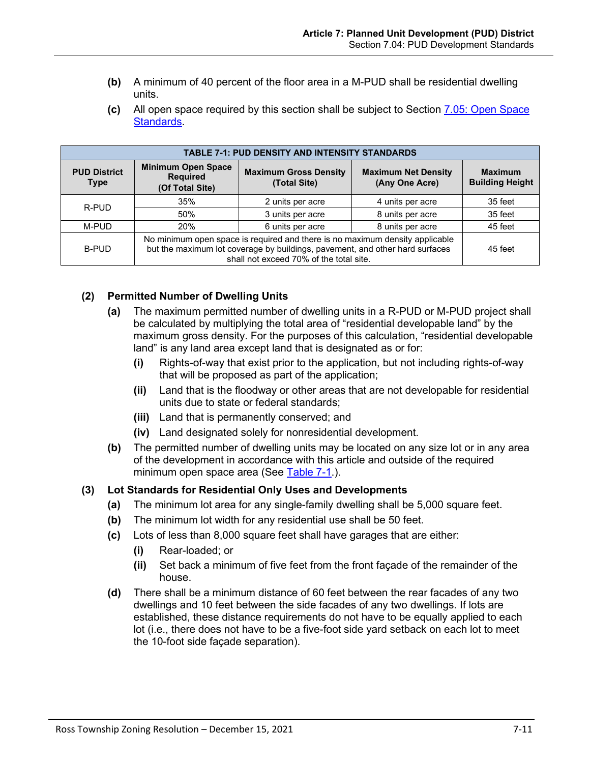(b) A minimum of 40 percent of the floor area in a M-PUD shall be residential dwelling units.

(c) All open space required by this section shall be subject to Section 7.05: Open Space Standards.

| TABLE 7-1: PUD DENSITY AND INTENSITY STANDARDS | | | | |
|---|---|---|---|---|
| **PUD District Type** | **Minimum Open Space Required (Of Total Site)** | **Maximum Gross Density (Total Site)** | **Maximum Net Density (Any One Acre)** | **Maximum Building Height** |
| R-PUD | 35% | 2 units per acre | 4 units per acre | 35 feet |
| | 50% | 3 units per acre | 8 units per acre | 35 feet |
| M-PUD | 20% | 6 units per acre | 8 units per acre | 45 feet |
| B-PUD | No minimum open space is required and there is no maximum density applicable but the maximum lot coverage by buildings, pavement, and other hard surfaces shall not exceed 70% of the total site. | | | 45 feet |

**(2) Permitted Number of Dwelling Units**

(a) The maximum permitted number of dwelling units in a R-PUD or M-PUD project shall be calculated by multiplying the total area of "residential developable land" by the maximum gross density. For the purposes of this calculation, "residential developable land" is any land area except land that is designated as or for:

(i) Rights-of-way that exist prior to the application, but not including rights-of-way that will be proposed as part of the application;

(ii) Land that is the floodway or other areas that are not developable for residential units due to state or federal standards;

(iii) Land that is permanently conserved; and

(iv) Land designated solely for nonresidential development.

(b) The permitted number of dwelling units may be located on any size lot or in any area of the development in accordance with this article and outside of the required minimum open space area (See Table 7-1.).

**(3) Lot Standards for Residential Only Uses and Developments**

(a) The minimum lot area for any single-family dwelling shall be 5,000 square feet.

(b) The minimum lot width for any residential use shall be 50 feet.

(c) Lots of less than 8,000 square feet shall have garages that are either:

(i) Rear-loaded; or

(ii) Set back a minimum of five feet from the front façade of the remainder of the house.

(d) There shall be a minimum distance of 60 feet between the rear facades of any two dwellings and 10 feet between the side facades of any two dwellings. If lots are established, these distance requirements do not have to be equally applied to each lot (i.e., there does not have to be a five-foot side yard setback on each lot to meet the 10-foot side façade separation).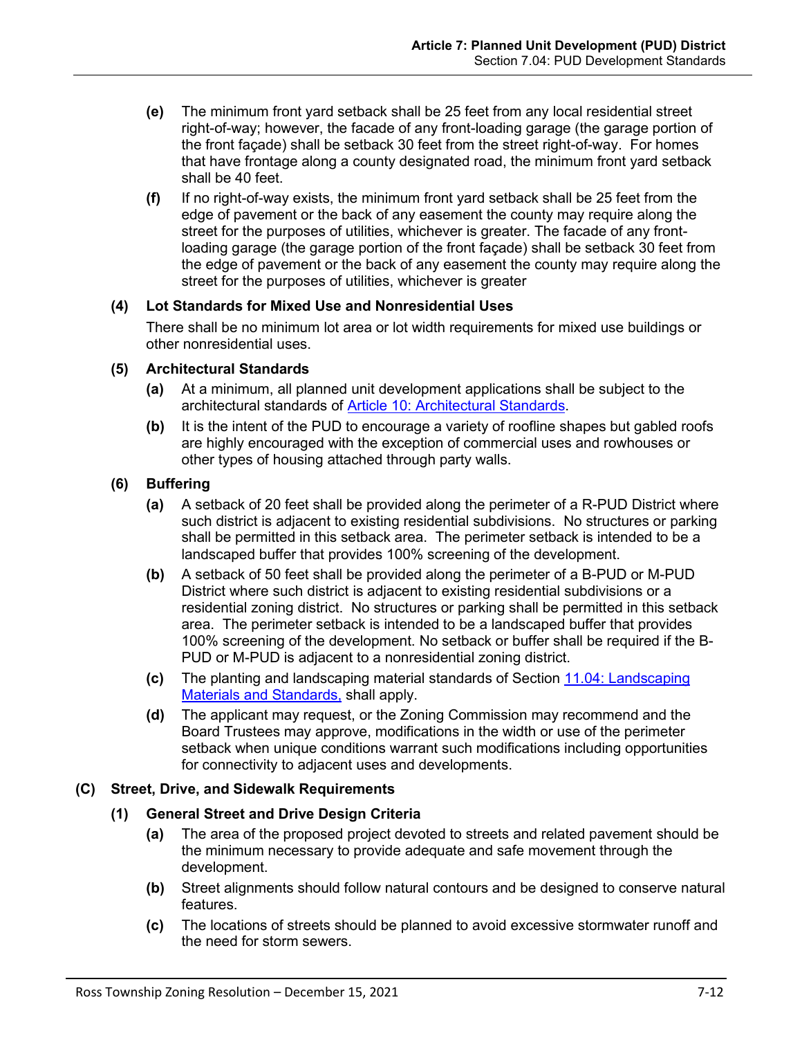**(e)** The minimum front yard setback shall be 25 feet from any local residential street right-of-way; however, the facade of any front-loading garage (the garage portion of the front façade) shall be setback 30 feet from the street right-of-way. For homes that have frontage along a county designated road, the minimum front yard setback shall be 40 feet.

**(f)** If no right-of-way exists, the minimum front yard setback shall be 25 feet from the edge of pavement or the back of any easement the county may require along the street for the purposes of utilities, whichever is greater. The facade of any front-loading garage (the garage portion of the front façade) shall be setback 30 feet from the edge of pavement or the back of any easement the county may require along the street for the purposes of utilities, whichever is greater

#### (4) Lot Standards for Mixed Use and Nonresidential Uses

There shall be no minimum lot area or lot width requirements for mixed use buildings or other nonresidential uses.

#### (5) Architectural Standards

**(a)** At a minimum, all planned unit development applications shall be subject to the architectural standards of Article 10: Architectural Standards.

**(b)** It is the intent of the PUD to encourage a variety of roofline shapes but gabled roofs are highly encouraged with the exception of commercial uses and rowhouses or other types of housing attached through party walls.

#### (6) Buffering

**(a)** A setback of 20 feet shall be provided along the perimeter of a R-PUD District where such district is adjacent to existing residential subdivisions. No structures or parking shall be permitted in this setback area. The perimeter setback is intended to be a landscaped buffer that provides 100% screening of the development.

**(b)** A setback of 50 feet shall be provided along the perimeter of a B-PUD or M-PUD District where such district is adjacent to existing residential subdivisions or a residential zoning district. No structures or parking shall be permitted in this setback area. The perimeter setback is intended to be a landscaped buffer that provides 100% screening of the development. No setback or buffer shall be required if the B-PUD or M-PUD is adjacent to a nonresidential zoning district.

**(c)** The planting and landscaping material standards of Section 11.04: Landscaping Materials and Standards, shall apply.

**(d)** The applicant may request, or the Zoning Commission may recommend and the Board Trustees may approve, modifications in the width or use of the perimeter setback when unique conditions warrant such modifications including opportunities for connectivity to adjacent uses and developments.

### (C) Street, Drive, and Sidewalk Requirements

#### (1) General Street and Drive Design Criteria

**(a)** The area of the proposed project devoted to streets and related pavement should be the minimum necessary to provide adequate and safe movement through the development.

**(b)** Street alignments should follow natural contours and be designed to conserve natural features.

**(c)** The locations of streets should be planned to avoid excessive stormwater runoff and the need for storm sewers.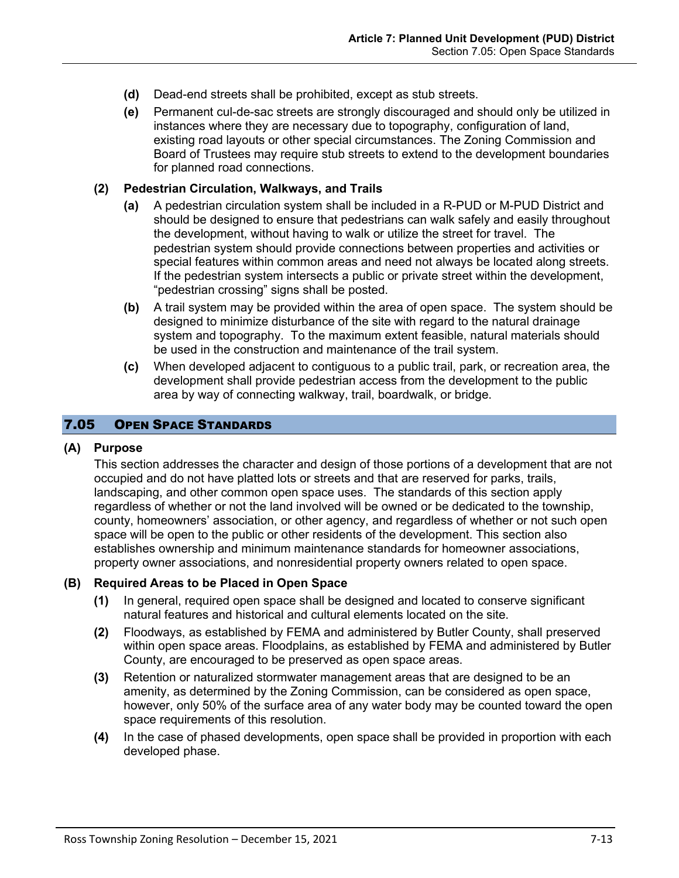- **(d)** Dead-end streets shall be prohibited, except as stub streets.
- **(e)** Permanent cul-de-sac streets are strongly discouraged and should only be utilized in instances where they are necessary due to topography, configuration of land, existing road layouts or other special circumstances. The Zoning Commission and Board of Trustees may require stub streets to extend to the development boundaries for planned road connections.

**(2) Pedestrian Circulation, Walkways, and Trails**

- **(a)** A pedestrian circulation system shall be included in a R-PUD or M-PUD District and should be designed to ensure that pedestrians can walk safely and easily throughout the development, without having to walk or utilize the street for travel. The pedestrian system should provide connections between properties and activities or special features within common areas and need not always be located along streets. If the pedestrian system intersects a public or private street within the development, "pedestrian crossing" signs shall be posted.
- **(b)** A trail system may be provided within the area of open space. The system should be designed to minimize disturbance of the site with regard to the natural drainage system and topography. To the maximum extent feasible, natural materials should be used in the construction and maintenance of the trail system.
- **(c)** When developed adjacent to contiguous to a public trail, park, or recreation area, the development shall provide pedestrian access from the development to the public area by way of connecting walkway, trail, boardwalk, or bridge.

## 7.05 Open Space Standards

**(A) Purpose**

This section addresses the character and design of those portions of a development that are not occupied and do not have platted lots or streets and that are reserved for parks, trails, landscaping, and other common open space uses. The standards of this section apply regardless of whether or not the land involved will be owned or be dedicated to the township, county, homeowners' association, or other agency, and regardless of whether or not such open space will be open to the public or other residents of the development. This section also establishes ownership and minimum maintenance standards for homeowner associations, property owner associations, and nonresidential property owners related to open space.

**(B) Required Areas to be Placed in Open Space**

- **(1)** In general, required open space shall be designed and located to conserve significant natural features and historical and cultural elements located on the site.
- **(2)** Floodways, as established by FEMA and administered by Butler County, shall preserved within open space areas. Floodplains, as established by FEMA and administered by Butler County, are encouraged to be preserved as open space areas.
- **(3)** Retention or naturalized stormwater management areas that are designed to be an amenity, as determined by the Zoning Commission, can be considered as open space, however, only 50% of the surface area of any water body may be counted toward the open space requirements of this resolution.
- **(4)** In the case of phased developments, open space shall be provided in proportion with each developed phase.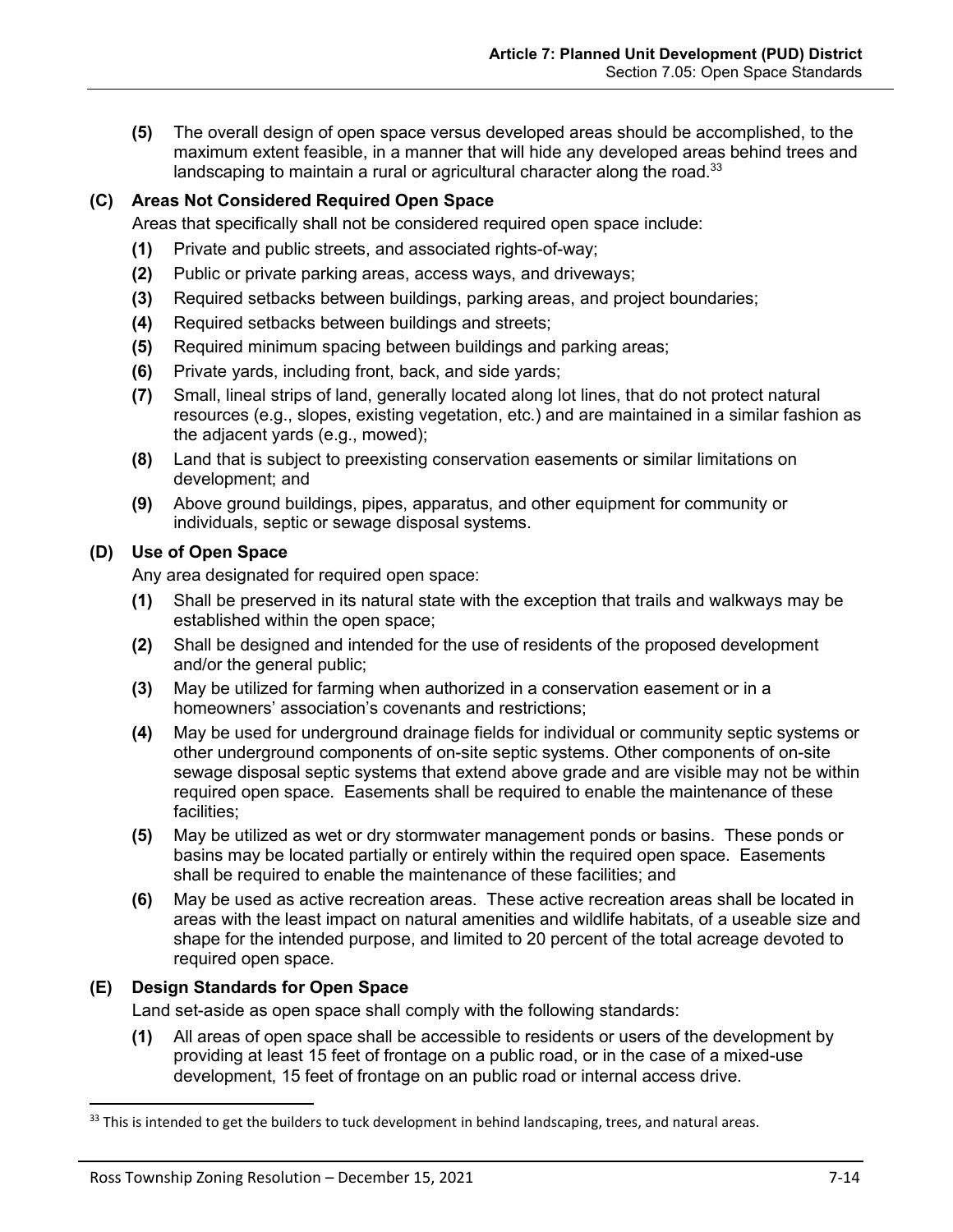**(5)** The overall design of open space versus developed areas should be accomplished, to the maximum extent feasible, in a manner that will hide any developed areas behind trees and landscaping to maintain a rural or agricultural character along the road.[33]

### (C) Areas Not Considered Required Open Space

Areas that specifically shall not be considered required open space include:

**(1)** Private and public streets, and associated rights-of-way;

**(2)** Public or private parking areas, access ways, and driveways;

**(3)** Required setbacks between buildings, parking areas, and project boundaries;

**(4)** Required setbacks between buildings and streets;

**(5)** Required minimum spacing between buildings and parking areas;

**(6)** Private yards, including front, back, and side yards;

**(7)** Small, lineal strips of land, generally located along lot lines, that do not protect natural resources (e.g., slopes, existing vegetation, etc.) and are maintained in a similar fashion as the adjacent yards (e.g., mowed);

**(8)** Land that is subject to preexisting conservation easements or similar limitations on development; and

**(9)** Above ground buildings, pipes, apparatus, and other equipment for community or individuals, septic or sewage disposal systems.

### (D) Use of Open Space

Any area designated for required open space:

**(1)** Shall be preserved in its natural state with the exception that trails and walkways may be established within the open space;

**(2)** Shall be designed and intended for the use of residents of the proposed development and/or the general public;

**(3)** May be utilized for farming when authorized in a conservation easement or in a homeowners' association's covenants and restrictions;

**(4)** May be used for underground drainage fields for individual or community septic systems or other underground components of on-site septic systems. Other components of on-site sewage disposal septic systems that extend above grade and are visible may not be within required open space. Easements shall be required to enable the maintenance of these facilities;

**(5)** May be utilized as wet or dry stormwater management ponds or basins. These ponds or basins may be located partially or entirely within the required open space. Easements shall be required to enable the maintenance of these facilities; and

**(6)** May be used as active recreation areas. These active recreation areas shall be located in areas with the least impact on natural amenities and wildlife habitats, of a useable size and shape for the intended purpose, and limited to 20 percent of the total acreage devoted to required open space.

### (E) Design Standards for Open Space

Land set-aside as open space shall comply with the following standards:

**(1)** All areas of open space shall be accessible to residents or users of the development by providing at least 15 feet of frontage on a public road, or in the case of a mixed-use development, 15 feet of frontage on an public road or internal access drive.

---

[33] This is intended to get the builders to tuck development in behind landscaping, trees, and natural areas.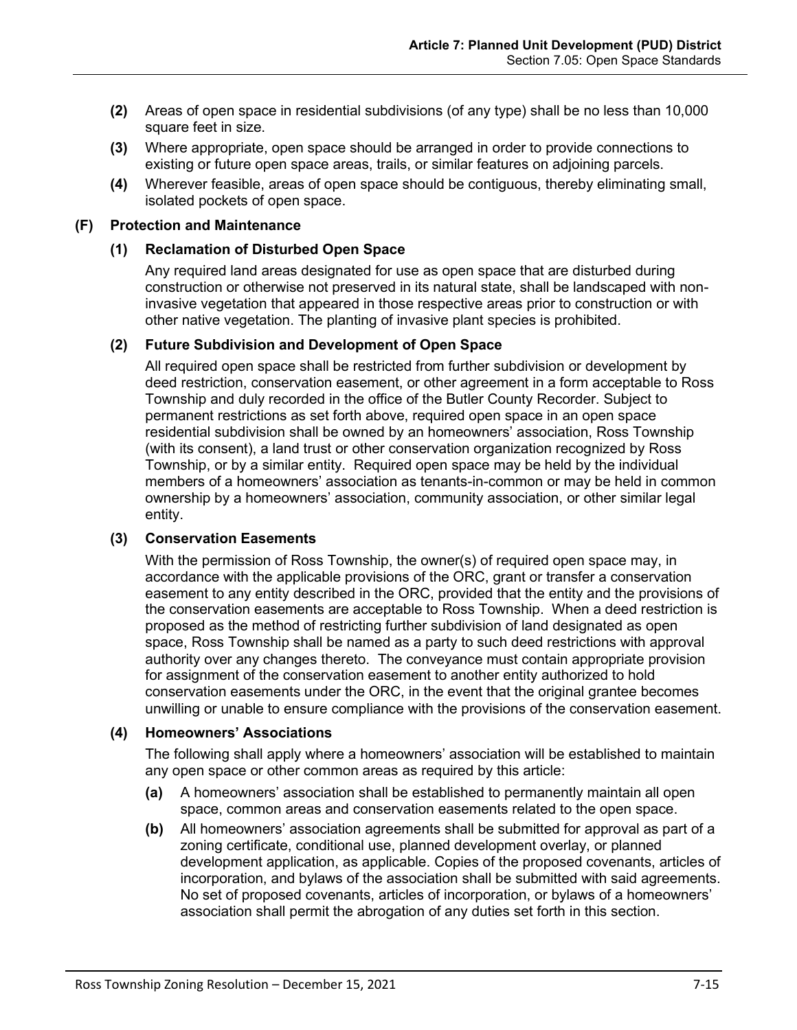**(2)** Areas of open space in residential subdivisions (of any type) shall be no less than 10,000 square feet in size.

**(3)** Where appropriate, open space should be arranged in order to provide connections to existing or future open space areas, trails, or similar features on adjoining parcels.

**(4)** Wherever feasible, areas of open space should be contiguous, thereby eliminating small, isolated pockets of open space.

### (F) Protection and Maintenance

#### (1) Reclamation of Disturbed Open Space

Any required land areas designated for use as open space that are disturbed during construction or otherwise not preserved in its natural state, shall be landscaped with non-invasive vegetation that appeared in those respective areas prior to construction or with other native vegetation. The planting of invasive plant species is prohibited.

#### (2) Future Subdivision and Development of Open Space

All required open space shall be restricted from further subdivision or development by deed restriction, conservation easement, or other agreement in a form acceptable to Ross Township and duly recorded in the office of the Butler County Recorder. Subject to permanent restrictions as set forth above, required open space in an open space residential subdivision shall be owned by an homeowners' association, Ross Township (with its consent), a land trust or other conservation organization recognized by Ross Township, or by a similar entity. Required open space may be held by the individual members of a homeowners' association as tenants-in-common or may be held in common ownership by a homeowners' association, community association, or other similar legal entity.

#### (3) Conservation Easements

With the permission of Ross Township, the owner(s) of required open space may, in accordance with the applicable provisions of the ORC, grant or transfer a conservation easement to any entity described in the ORC, provided that the entity and the provisions of the conservation easements are acceptable to Ross Township. When a deed restriction is proposed as the method of restricting further subdivision of land designated as open space, Ross Township shall be named as a party to such deed restrictions with approval authority over any changes thereto. The conveyance must contain appropriate provision for assignment of the conservation easement to another entity authorized to hold conservation easements under the ORC, in the event that the original grantee becomes unwilling or unable to ensure compliance with the provisions of the conservation easement.

#### (4) Homeowners' Associations

The following shall apply where a homeowners' association will be established to maintain any open space or other common areas as required by this article:

**(a)** A homeowners' association shall be established to permanently maintain all open space, common areas and conservation easements related to the open space.

**(b)** All homeowners' association agreements shall be submitted for approval as part of a zoning certificate, conditional use, planned development overlay, or planned development application, as applicable. Copies of the proposed covenants, articles of incorporation, and bylaws of the association shall be submitted with said agreements. No set of proposed covenants, articles of incorporation, or bylaws of a homeowners' association shall permit the abrogation of any duties set forth in this section.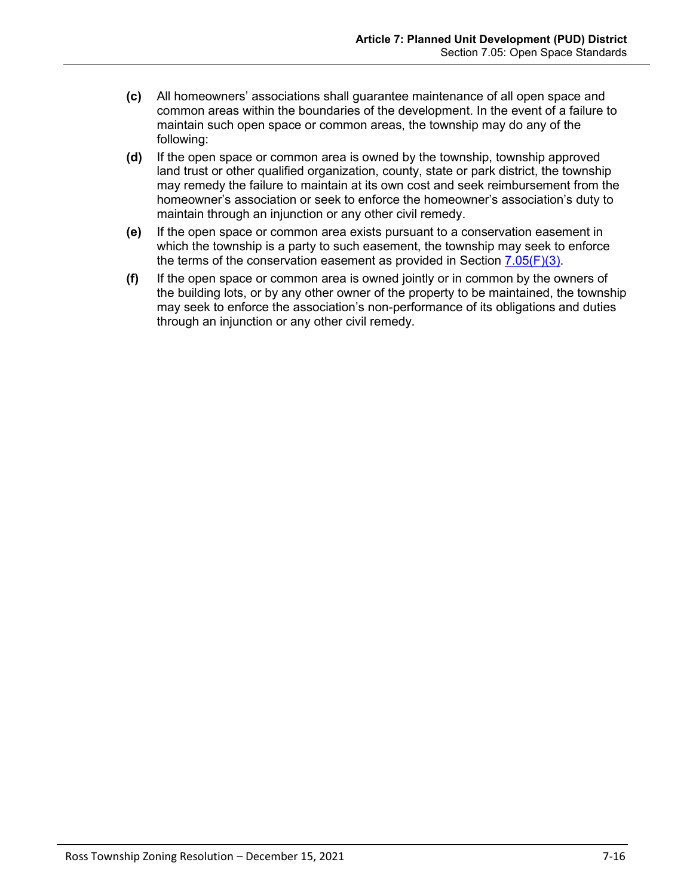**(c)** All homeowners' associations shall guarantee maintenance of all open space and common areas within the boundaries of the development. In the event of a failure to maintain such open space or common areas, the township may do any of the following:

**(d)** If the open space or common area is owned by the township, township approved land trust or other qualified organization, county, state or park district, the township may remedy the failure to maintain at its own cost and seek reimbursement from the homeowner's association or seek to enforce the homeowner's association's duty to maintain through an injunction or any other civil remedy.

**(e)** If the open space or common area exists pursuant to a conservation easement in which the township is a party to such easement, the township may seek to enforce the terms of the conservation easement as provided in Section 7.05(F)(3).

**(f)** If the open space or common area is owned jointly or in common by the owners of the building lots, or by any other owner of the property to be maintained, the township may seek to enforce the association's non-performance of its obligations and duties through an injunction or any other civil remedy.